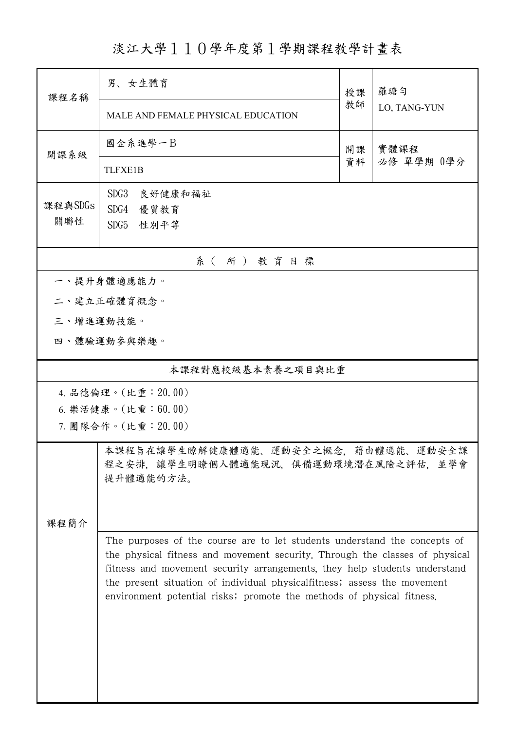# 淡江大學１１０學年度第１學期課程教學計畫表

| | | | |
|---|---|---|---|
| 課程名稱 | 男、女生體育<br>MALE AND FEMALE PHYSICAL EDUCATION | 授課教師 | 羅瑭勻<br>LO, TANG-YUN |
| 開課系級 | 國企系進學一B<br>TLFXE1B | 開課資料 | 實體課程<br>必修 單學期 0學分 |
| 課程與SDGs關聯性 | SDG3 良好健康和福祉<br>SDG4 優質教育<br>SDG5 性別平等 | | |

## 系（所）教育目標

一、提升身體適應能力。

二、建立正確體育概念。

三、增進運動技能。

四、體驗運動參與樂趣。

## 本課程對應校級基本素養之項目與比重

4. 品德倫理。(比重：20.00)
6. 樂活健康。(比重：60.00)
7. 團隊合作。(比重：20.00)

## 課程簡介

本課程旨在讓學生瞭解健康體適能、運動安全之概念，藉由體適能、運動安全課程之安排，讓學生明瞭個人體適能現況，俱備運動環境潛在風險之評估，並學會提升體適能的方法。

The purposes of the course are to let students understand the concepts of the physical fitness and movement security. Through the classes of physical fitness and movement security arrangements, they help students understand the present situation of individual physicalfitness; assess the movement environment potential risks; promote the methods of physical fitness.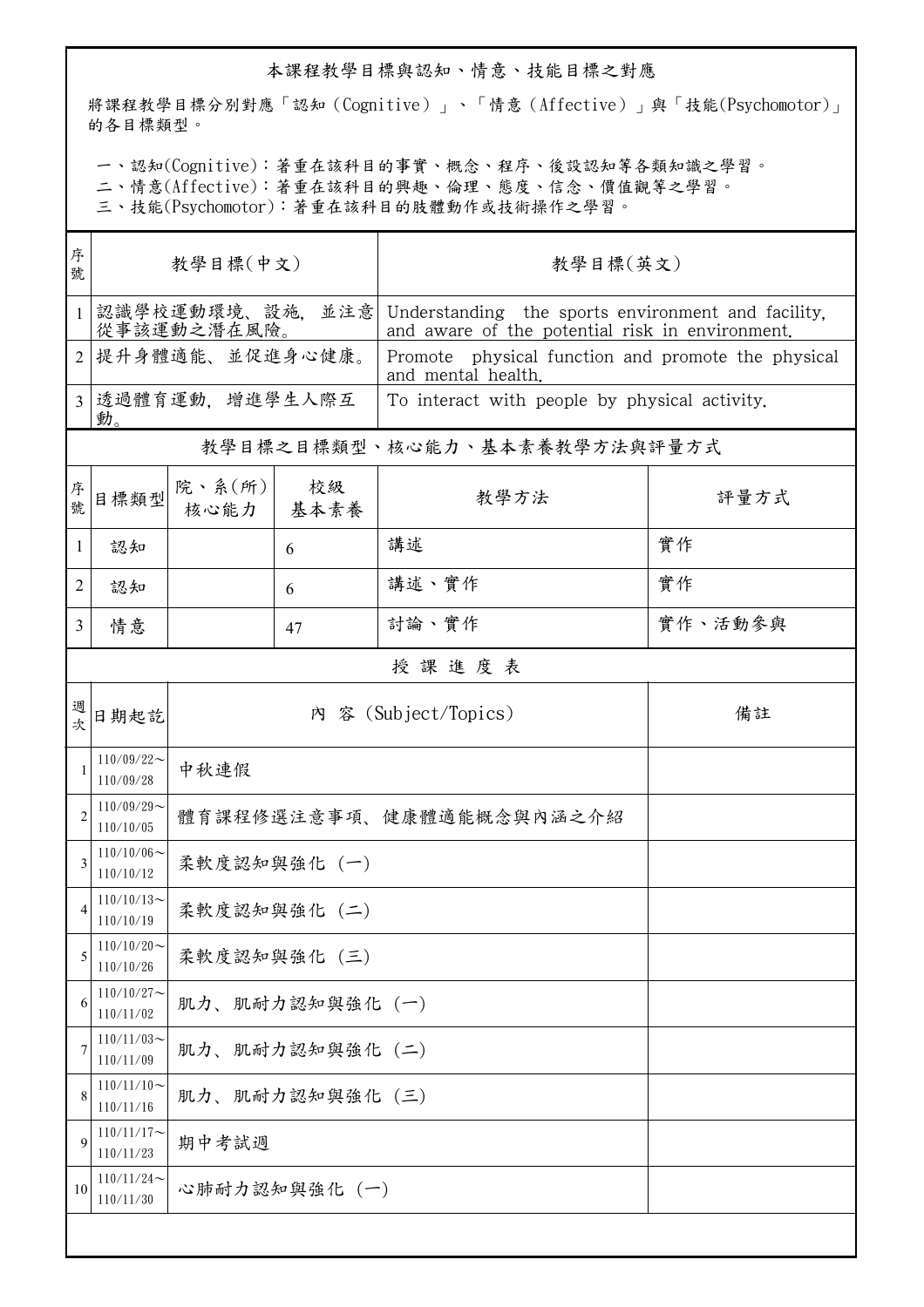## 本課程教學目標與認知、情意、技能目標之對應

將課程教學目標分別對應「認知（Cognitive）」、「情意（Affective）」與「技能(Psychomotor)」的各目標類型。

一、認知(Cognitive)：著重在該科目的事實、概念、程序、後設認知等各類知識之學習。
二、情意(Affective)：著重在該科目的興趣、倫理、態度、信念、價值觀等之學習。
三、技能(Psychomotor)：著重在該科目的肢體動作或技術操作之學習。

| 序號 | 教學目標(中文) | 教學目標(英文) |
|---|---|---|
| 1 | 認識學校運動環境、設施，並注意從事該運動之潛在風險。 | Understanding the sports environment and facility, and aware of the potential risk in environment. |
| 2 | 提升身體適能、並促進身心健康。 | Promote physical function and promote the physical and mental health. |
| 3 | 透過體育運動，增進學生人際互動。 | To interact with people by physical activity. |

## 教學目標之目標類型、核心能力、基本素養教學方法與評量方式

| 序號 | 目標類型 | 院、系(所)核心能力 | 校級基本素養 | 教學方法 | 評量方式 |
|---|---|---|---|---|---|
| 1 | 認知 | | 6 | 講述 | 實作 |
| 2 | 認知 | | 6 | 講述、實作 | 實作 |
| 3 | 情意 | | 47 | 討論、實作 | 實作、活動參與 |

## 授課進度表

| 週次 | 日期起訖 | 內 容 (Subject/Topics) | 備註 |
|---|---|---|---|
| 1 | 110/09/22～110/09/28 | 中秋連假 | |
| 2 | 110/09/29～110/10/05 | 體育課程修選注意事項、健康體適能概念與內涵之介紹 | |
| 3 | 110/10/06～110/10/12 | 柔軟度認知與強化 (一) | |
| 4 | 110/10/13～110/10/19 | 柔軟度認知與強化 (二) | |
| 5 | 110/10/20～110/10/26 | 柔軟度認知與強化 (三) | |
| 6 | 110/10/27～110/11/02 | 肌力、肌耐力認知與強化 (一) | |
| 7 | 110/11/03～110/11/09 | 肌力、肌耐力認知與強化 (二) | |
| 8 | 110/11/10～110/11/16 | 肌力、肌耐力認知與強化 (三) | |
| 9 | 110/11/17～110/11/23 | 期中考試週 | |
| 10 | 110/11/24～110/11/30 | 心肺耐力認知與強化 (一) | |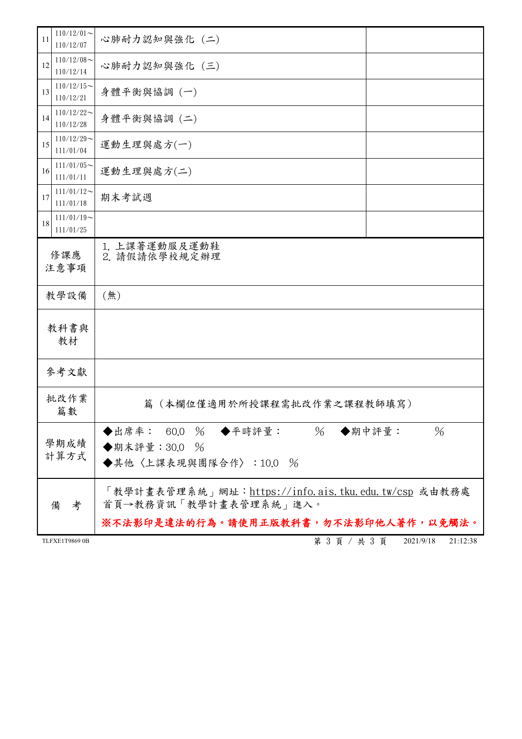| | | | |
|---|---|---|---|
| 11 | 110/12/01～<br>110/12/07 | 心肺耐力認知與強化（二） | |
| 12 | 110/12/08～<br>110/12/14 | 心肺耐力認知與強化（三） | |
| 13 | 110/12/15～<br>110/12/21 | 身體平衡與協調（一） | |
| 14 | 110/12/22～<br>110/12/28 | 身體平衡與協調（二） | |
| 15 | 110/12/29～<br>111/01/04 | 運動生理與處方(一) | |
| 16 | 111/01/05～<br>111/01/11 | 運動生理與處方(二) | |
| 17 | 111/01/12～<br>111/01/18 | 期末考試週 | |
| 18 | 111/01/19～<br>111/01/25 | | |

| | |
|---|---|
| 修課應<br>注意事項 | 1. 上課著運動服及運動鞋<br>2. 請假請依學校規定辦理 |
| 教學設備 | (無) |
| 教科書與<br>教材 | |
| 參考文獻 | |
| 批改作業<br>篇數 | 篇（本欄位僅適用於所授課程需批改作業之課程教師填寫） |
| 學期成績<br>計算方式 | ◆出席率： 60.0 ％ ◆平時評量： ％ ◆期中評量： ％<br>◆期末評量：30.0 ％<br>◆其他〈上課表現與團隊合作〉：10.0 ％ |
| 備　考 | 「教學計畫表管理系統」網址：https://info.ais.tku.edu.tw/csp 或由教務處首頁→教務資訊「教學計畫表管理系統」進入。<br>**※不法影印是違法的行為。請使用正版教科書，勿不法影印他人著作，以免觸法。** |

TLFXE1T9869 0B　　2021/9/18　21:12:38